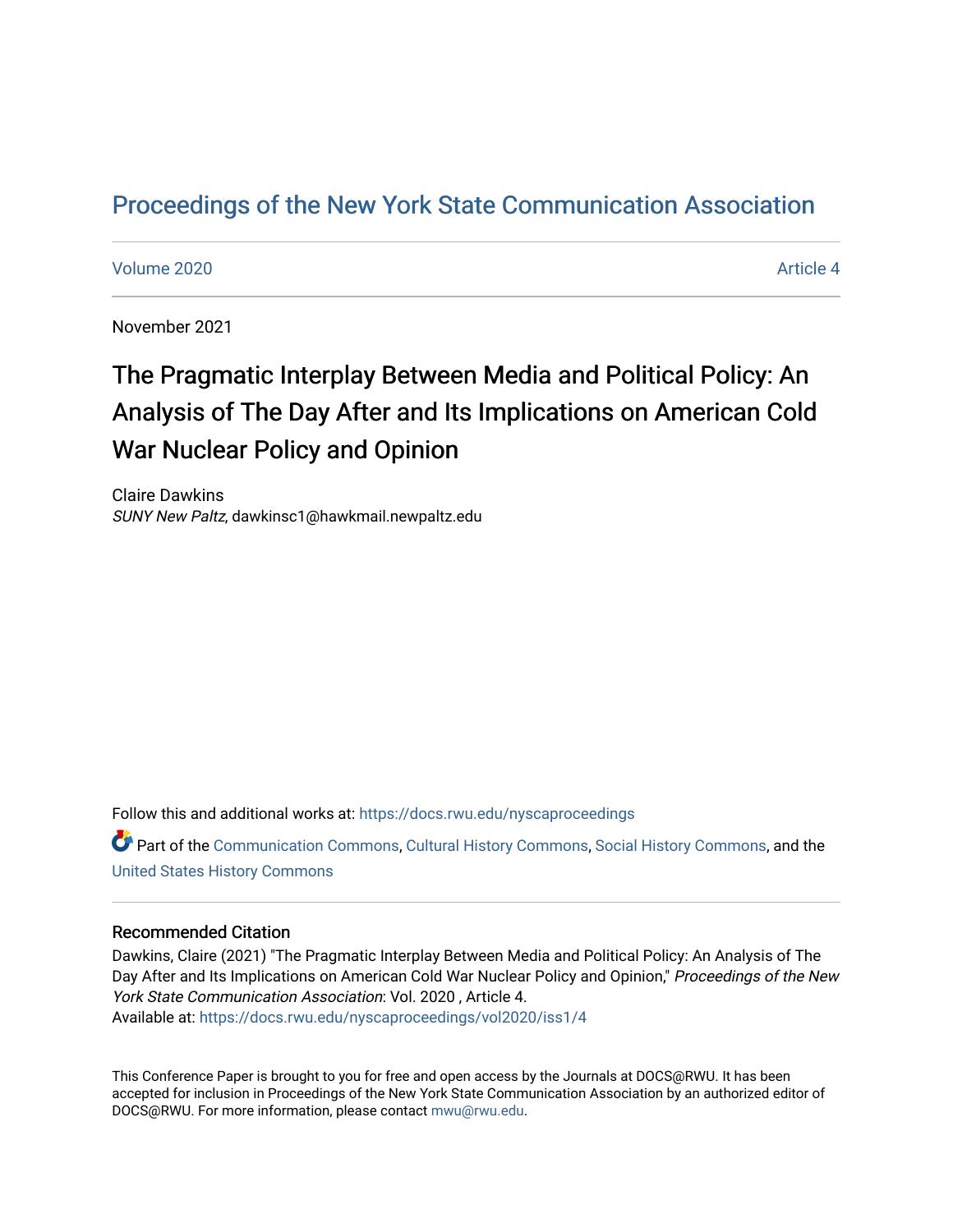# Proceedings of the New York State Communication Association

Volume 2020 Article 4

November 2021

## The Pragmatic Interplay Between Media and Political Policy: An Analysis of The Day After and Its Implications on American Cold War Nuclear Policy and Opinion

Claire Dawkins
*SUNY New Paltz*, dawkinsc1@hawkmail.newpaltz.edu

Follow this and additional works at: https://docs.rwu.edu/nyscaproceedings

Part of the Communication Commons, Cultural History Commons, Social History Commons, and the United States History Commons

### Recommended Citation

Dawkins, Claire (2021) "The Pragmatic Interplay Between Media and Political Policy: An Analysis of The Day After and Its Implications on American Cold War Nuclear Policy and Opinion," *Proceedings of the New York State Communication Association*: Vol. 2020 , Article 4.
Available at: https://docs.rwu.edu/nyscaproceedings/vol2020/iss1/4

This Conference Paper is brought to you for free and open access by the Journals at DOCS@RWU. It has been accepted for inclusion in Proceedings of the New York State Communication Association by an authorized editor of DOCS@RWU. For more information, please contact mwu@rwu.edu.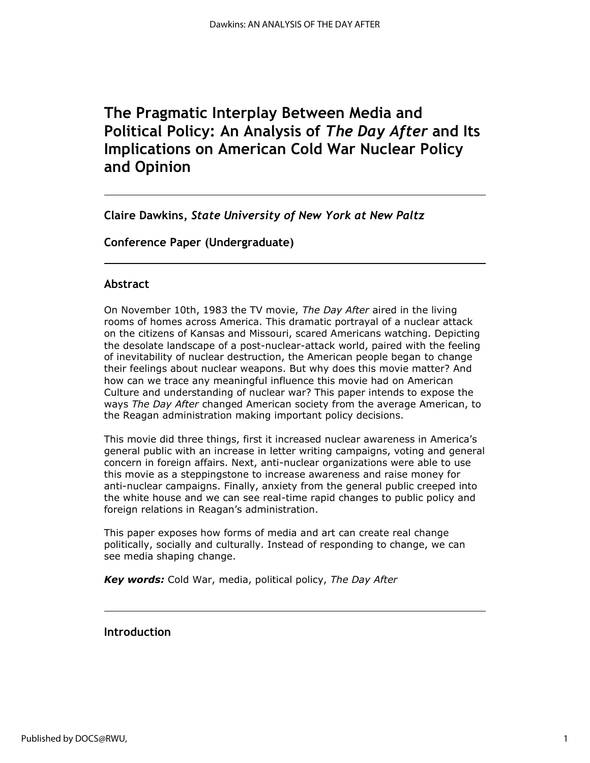# The Pragmatic Interplay Between Media and Political Policy: An Analysis of *The Day After* and Its Implications on American Cold War Nuclear Policy and Opinion

**Claire Dawkins,** ***State University of New York at New Paltz***

**Conference Paper (Undergraduate)**

## Abstract

On November 10th, 1983 the TV movie, *The Day After* aired in the living rooms of homes across America. This dramatic portrayal of a nuclear attack on the citizens of Kansas and Missouri, scared Americans watching. Depicting the desolate landscape of a post-nuclear-attack world, paired with the feeling of inevitability of nuclear destruction, the American people began to change their feelings about nuclear weapons. But why does this movie matter? And how can we trace any meaningful influence this movie had on American Culture and understanding of nuclear war? This paper intends to expose the ways *The Day After* changed American society from the average American, to the Reagan administration making important policy decisions.

This movie did three things, first it increased nuclear awareness in America's general public with an increase in letter writing campaigns, voting and general concern in foreign affairs. Next, anti-nuclear organizations were able to use this movie as a steppingstone to increase awareness and raise money for anti-nuclear campaigns. Finally, anxiety from the general public creeped into the white house and we can see real-time rapid changes to public policy and foreign relations in Reagan's administration.

This paper exposes how forms of media and art can create real change politically, socially and culturally. Instead of responding to change, we can see media shaping change.

***Key words:*** Cold War, media, political policy, *The Day After*

## Introduction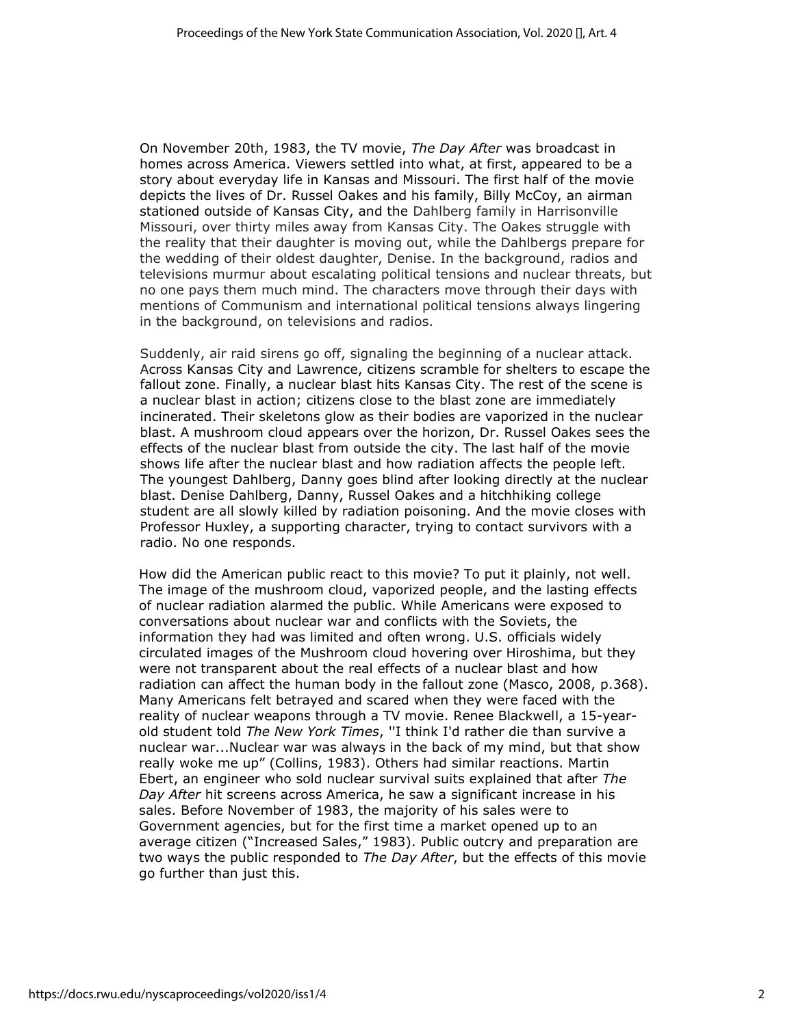On November 20th, 1983, the TV movie, *The Day After* was broadcast in homes across America. Viewers settled into what, at first, appeared to be a story about everyday life in Kansas and Missouri. The first half of the movie depicts the lives of Dr. Russel Oakes and his family, Billy McCoy, an airman stationed outside of Kansas City, and the Dahlberg family in Harrisonville Missouri, over thirty miles away from Kansas City. The Oakes struggle with the reality that their daughter is moving out, while the Dahlbergs prepare for the wedding of their oldest daughter, Denise. In the background, radios and televisions murmur about escalating political tensions and nuclear threats, but no one pays them much mind. The characters move through their days with mentions of Communism and international political tensions always lingering in the background, on televisions and radios.

Suddenly, air raid sirens go off, signaling the beginning of a nuclear attack. Across Kansas City and Lawrence, citizens scramble for shelters to escape the fallout zone. Finally, a nuclear blast hits Kansas City. The rest of the scene is a nuclear blast in action; citizens close to the blast zone are immediately incinerated. Their skeletons glow as their bodies are vaporized in the nuclear blast. A mushroom cloud appears over the horizon, Dr. Russel Oakes sees the effects of the nuclear blast from outside the city. The last half of the movie shows life after the nuclear blast and how radiation affects the people left. The youngest Dahlberg, Danny goes blind after looking directly at the nuclear blast. Denise Dahlberg, Danny, Russel Oakes and a hitchhiking college student are all slowly killed by radiation poisoning. And the movie closes with Professor Huxley, a supporting character, trying to contact survivors with a radio. No one responds.

How did the American public react to this movie? To put it plainly, not well. The image of the mushroom cloud, vaporized people, and the lasting effects of nuclear radiation alarmed the public. While Americans were exposed to conversations about nuclear war and conflicts with the Soviets, the information they had was limited and often wrong. U.S. officials widely circulated images of the Mushroom cloud hovering over Hiroshima, but they were not transparent about the real effects of a nuclear blast and how radiation can affect the human body in the fallout zone (Masco, 2008, p.368). Many Americans felt betrayed and scared when they were faced with the reality of nuclear weapons through a TV movie. Renee Blackwell, a 15-year-old student told *The New York Times*, ''I think I'd rather die than survive a nuclear war...Nuclear war was always in the back of my mind, but that show really woke me up" (Collins, 1983). Others had similar reactions. Martin Ebert, an engineer who sold nuclear survival suits explained that after *The Day After* hit screens across America, he saw a significant increase in his sales. Before November of 1983, the majority of his sales were to Government agencies, but for the first time a market opened up to an average citizen ("Increased Sales," 1983). Public outcry and preparation are two ways the public responded to *The Day After*, but the effects of this movie go further than just this.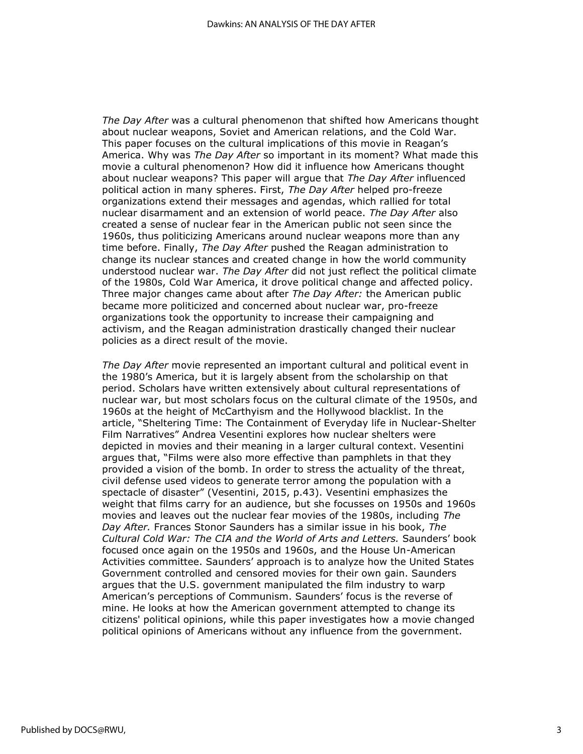*The Day After* was a cultural phenomenon that shifted how Americans thought about nuclear weapons, Soviet and American relations, and the Cold War. This paper focuses on the cultural implications of this movie in Reagan's America. Why was *The Day After* so important in its moment? What made this movie a cultural phenomenon? How did it influence how Americans thought about nuclear weapons? This paper will argue that *The Day After* influenced political action in many spheres. First, *The Day After* helped pro-freeze organizations extend their messages and agendas, which rallied for total nuclear disarmament and an extension of world peace. *The Day After* also created a sense of nuclear fear in the American public not seen since the 1960s, thus politicizing Americans around nuclear weapons more than any time before. Finally, *The Day After* pushed the Reagan administration to change its nuclear stances and created change in how the world community understood nuclear war. *The Day After* did not just reflect the political climate of the 1980s, Cold War America, it drove political change and affected policy. Three major changes came about after *The Day After:* the American public became more politicized and concerned about nuclear war, pro-freeze organizations took the opportunity to increase their campaigning and activism, and the Reagan administration drastically changed their nuclear policies as a direct result of the movie.

*The Day After* movie represented an important cultural and political event in the 1980's America, but it is largely absent from the scholarship on that period. Scholars have written extensively about cultural representations of nuclear war, but most scholars focus on the cultural climate of the 1950s, and 1960s at the height of McCarthyism and the Hollywood blacklist. In the article, "Sheltering Time: The Containment of Everyday life in Nuclear-Shelter Film Narratives" Andrea Vesentini explores how nuclear shelters were depicted in movies and their meaning in a larger cultural context. Vesentini argues that, "Films were also more effective than pamphlets in that they provided a vision of the bomb. In order to stress the actuality of the threat, civil defense used videos to generate terror among the population with a spectacle of disaster" (Vesentini, 2015, p.43). Vesentini emphasizes the weight that films carry for an audience, but she focusses on 1950s and 1960s movies and leaves out the nuclear fear movies of the 1980s, including *The Day After.* Frances Stonor Saunders has a similar issue in his book, *The Cultural Cold War: The CIA and the World of Arts and Letters.* Saunders' book focused once again on the 1950s and 1960s, and the House Un-American Activities committee. Saunders' approach is to analyze how the United States Government controlled and censored movies for their own gain. Saunders argues that the U.S. government manipulated the film industry to warp American's perceptions of Communism. Saunders' focus is the reverse of mine. He looks at how the American government attempted to change its citizens' political opinions, while this paper investigates how a movie changed political opinions of Americans without any influence from the government.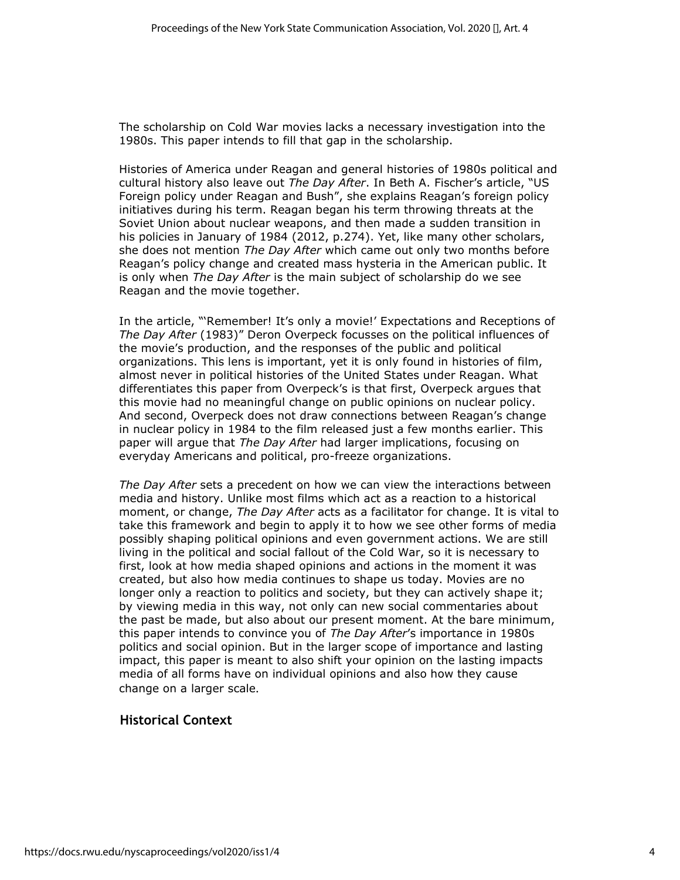The scholarship on Cold War movies lacks a necessary investigation into the 1980s. This paper intends to fill that gap in the scholarship.

Histories of America under Reagan and general histories of 1980s political and cultural history also leave out *The Day After*. In Beth A. Fischer's article, "US Foreign policy under Reagan and Bush", she explains Reagan's foreign policy initiatives during his term. Reagan began his term throwing threats at the Soviet Union about nuclear weapons, and then made a sudden transition in his policies in January of 1984 (2012, p.274). Yet, like many other scholars, she does not mention *The Day After* which came out only two months before Reagan's policy change and created mass hysteria in the American public. It is only when *The Day After* is the main subject of scholarship do we see Reagan and the movie together.

In the article, "'Remember! It's only a movie!' Expectations and Receptions of *The Day After* (1983)" Deron Overpeck focusses on the political influences of the movie's production, and the responses of the public and political organizations. This lens is important, yet it is only found in histories of film, almost never in political histories of the United States under Reagan. What differentiates this paper from Overpeck's is that first, Overpeck argues that this movie had no meaningful change on public opinions on nuclear policy. And second, Overpeck does not draw connections between Reagan's change in nuclear policy in 1984 to the film released just a few months earlier. This paper will argue that *The Day After* had larger implications, focusing on everyday Americans and political, pro-freeze organizations.

*The Day After* sets a precedent on how we can view the interactions between media and history. Unlike most films which act as a reaction to a historical moment, or change, *The Day After* acts as a facilitator for change. It is vital to take this framework and begin to apply it to how we see other forms of media possibly shaping political opinions and even government actions. We are still living in the political and social fallout of the Cold War, so it is necessary to first, look at how media shaped opinions and actions in the moment it was created, but also how media continues to shape us today. Movies are no longer only a reaction to politics and society, but they can actively shape it; by viewing media in this way, not only can new social commentaries about the past be made, but also about our present moment. At the bare minimum, this paper intends to convince you of *The Day After*'s importance in 1980s politics and social opinion. But in the larger scope of importance and lasting impact, this paper is meant to also shift your opinion on the lasting impacts media of all forms have on individual opinions and also how they cause change on a larger scale.

## Historical Context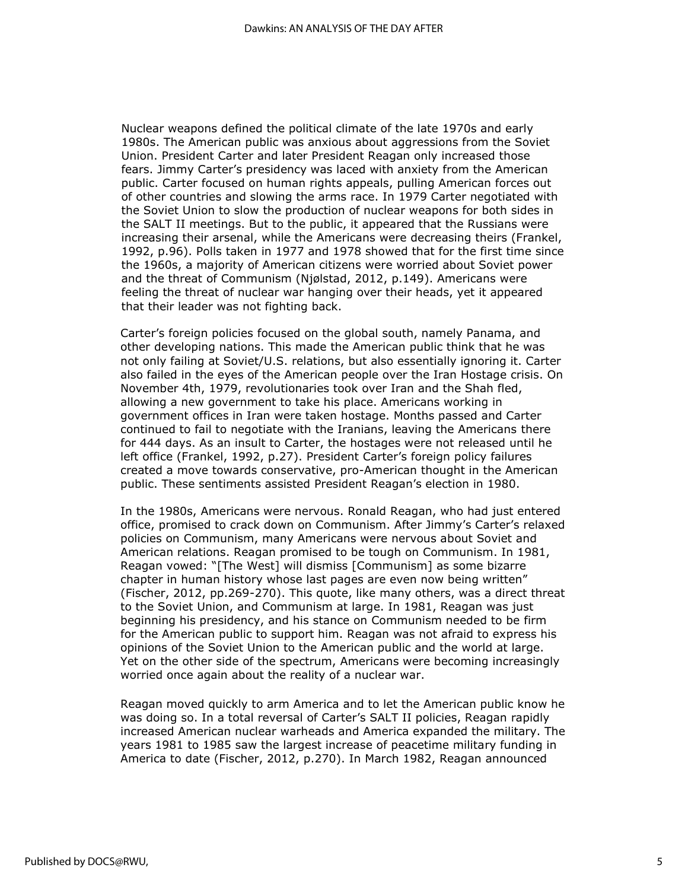Nuclear weapons defined the political climate of the late 1970s and early 1980s. The American public was anxious about aggressions from the Soviet Union. President Carter and later President Reagan only increased those fears. Jimmy Carter's presidency was laced with anxiety from the American public. Carter focused on human rights appeals, pulling American forces out of other countries and slowing the arms race. In 1979 Carter negotiated with the Soviet Union to slow the production of nuclear weapons for both sides in the SALT II meetings. But to the public, it appeared that the Russians were increasing their arsenal, while the Americans were decreasing theirs (Frankel, 1992, p.96). Polls taken in 1977 and 1978 showed that for the first time since the 1960s, a majority of American citizens were worried about Soviet power and the threat of Communism (Njølstad, 2012, p.149). Americans were feeling the threat of nuclear war hanging over their heads, yet it appeared that their leader was not fighting back.

Carter's foreign policies focused on the global south, namely Panama, and other developing nations. This made the American public think that he was not only failing at Soviet/U.S. relations, but also essentially ignoring it. Carter also failed in the eyes of the American people over the Iran Hostage crisis. On November 4th, 1979, revolutionaries took over Iran and the Shah fled, allowing a new government to take his place. Americans working in government offices in Iran were taken hostage. Months passed and Carter continued to fail to negotiate with the Iranians, leaving the Americans there for 444 days. As an insult to Carter, the hostages were not released until he left office (Frankel, 1992, p.27). President Carter's foreign policy failures created a move towards conservative, pro-American thought in the American public. These sentiments assisted President Reagan's election in 1980.

In the 1980s, Americans were nervous. Ronald Reagan, who had just entered office, promised to crack down on Communism. After Jimmy's Carter's relaxed policies on Communism, many Americans were nervous about Soviet and American relations. Reagan promised to be tough on Communism. In 1981, Reagan vowed: "[The West] will dismiss [Communism] as some bizarre chapter in human history whose last pages are even now being written" (Fischer, 2012, pp.269-270). This quote, like many others, was a direct threat to the Soviet Union, and Communism at large. In 1981, Reagan was just beginning his presidency, and his stance on Communism needed to be firm for the American public to support him. Reagan was not afraid to express his opinions of the Soviet Union to the American public and the world at large. Yet on the other side of the spectrum, Americans were becoming increasingly worried once again about the reality of a nuclear war.

Reagan moved quickly to arm America and to let the American public know he was doing so. In a total reversal of Carter's SALT II policies, Reagan rapidly increased American nuclear warheads and America expanded the military. The years 1981 to 1985 saw the largest increase of peacetime military funding in America to date (Fischer, 2012, p.270). In March 1982, Reagan announced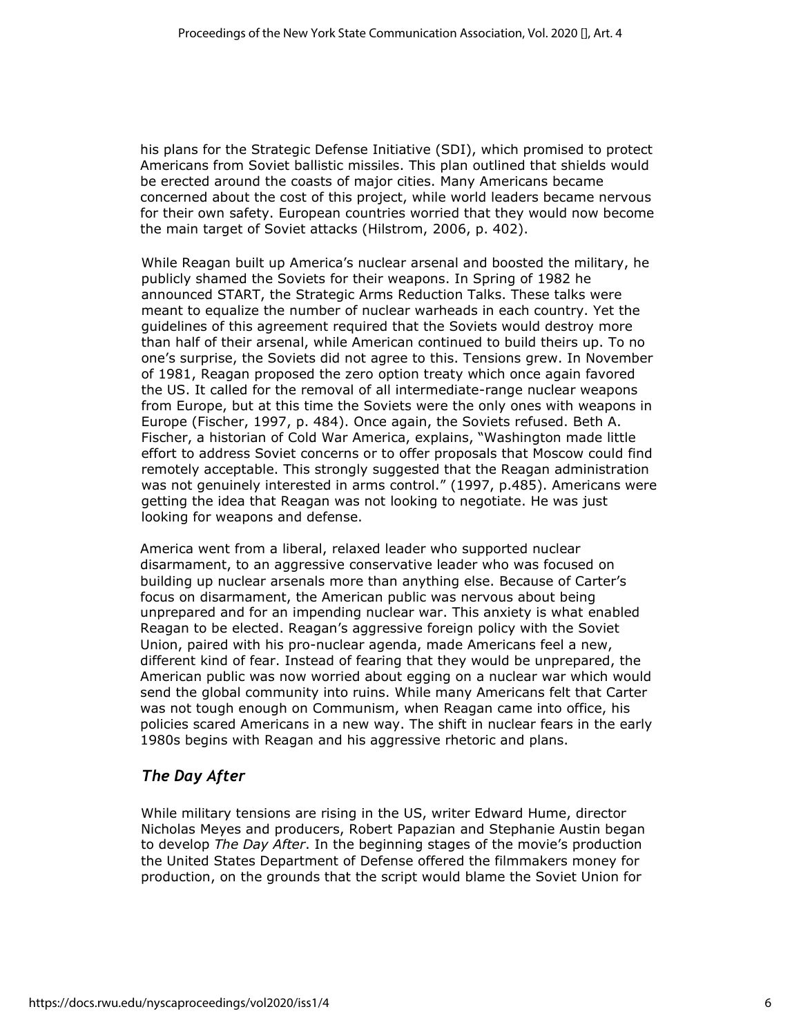his plans for the Strategic Defense Initiative (SDI), which promised to protect Americans from Soviet ballistic missiles. This plan outlined that shields would be erected around the coasts of major cities. Many Americans became concerned about the cost of this project, while world leaders became nervous for their own safety. European countries worried that they would now become the main target of Soviet attacks (Hilstrom, 2006, p. 402).

While Reagan built up America's nuclear arsenal and boosted the military, he publicly shamed the Soviets for their weapons. In Spring of 1982 he announced START, the Strategic Arms Reduction Talks. These talks were meant to equalize the number of nuclear warheads in each country. Yet the guidelines of this agreement required that the Soviets would destroy more than half of their arsenal, while American continued to build theirs up. To no one's surprise, the Soviets did not agree to this. Tensions grew. In November of 1981, Reagan proposed the zero option treaty which once again favored the US. It called for the removal of all intermediate-range nuclear weapons from Europe, but at this time the Soviets were the only ones with weapons in Europe (Fischer, 1997, p. 484). Once again, the Soviets refused. Beth A. Fischer, a historian of Cold War America, explains, "Washington made little effort to address Soviet concerns or to offer proposals that Moscow could find remotely acceptable. This strongly suggested that the Reagan administration was not genuinely interested in arms control." (1997, p.485). Americans were getting the idea that Reagan was not looking to negotiate. He was just looking for weapons and defense.

America went from a liberal, relaxed leader who supported nuclear disarmament, to an aggressive conservative leader who was focused on building up nuclear arsenals more than anything else. Because of Carter's focus on disarmament, the American public was nervous about being unprepared and for an impending nuclear war. This anxiety is what enabled Reagan to be elected. Reagan's aggressive foreign policy with the Soviet Union, paired with his pro-nuclear agenda, made Americans feel a new, different kind of fear. Instead of fearing that they would be unprepared, the American public was now worried about egging on a nuclear war which would send the global community into ruins. While many Americans felt that Carter was not tough enough on Communism, when Reagan came into office, his policies scared Americans in a new way. The shift in nuclear fears in the early 1980s begins with Reagan and his aggressive rhetoric and plans.

## *The Day After*

While military tensions are rising in the US, writer Edward Hume, director Nicholas Meyes and producers, Robert Papazian and Stephanie Austin began to develop *The Day After*. In the beginning stages of the movie's production the United States Department of Defense offered the filmmakers money for production, on the grounds that the script would blame the Soviet Union for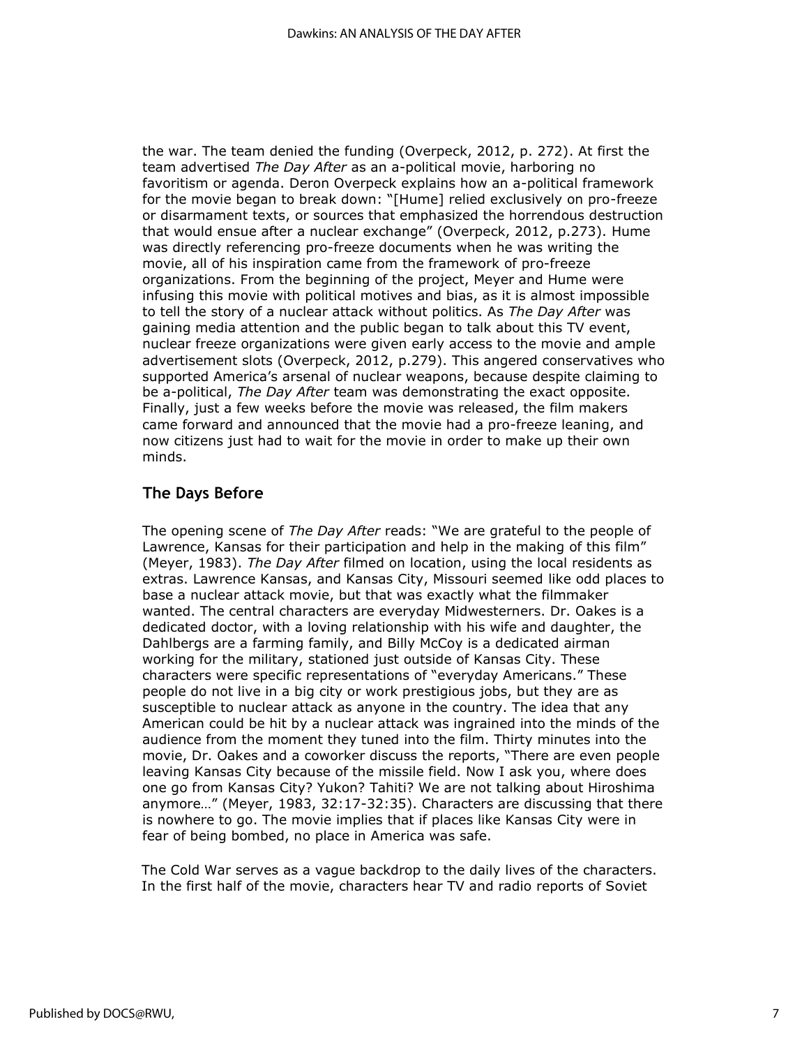the war. The team denied the funding (Overpeck, 2012, p. 272). At first the team advertised *The Day After* as an a-political movie, harboring no favoritism or agenda. Deron Overpeck explains how an a-political framework for the movie began to break down: "[Hume] relied exclusively on pro-freeze or disarmament texts, or sources that emphasized the horrendous destruction that would ensue after a nuclear exchange" (Overpeck, 2012, p.273). Hume was directly referencing pro-freeze documents when he was writing the movie, all of his inspiration came from the framework of pro-freeze organizations. From the beginning of the project, Meyer and Hume were infusing this movie with political motives and bias, as it is almost impossible to tell the story of a nuclear attack without politics. As *The Day After* was gaining media attention and the public began to talk about this TV event, nuclear freeze organizations were given early access to the movie and ample advertisement slots (Overpeck, 2012, p.279). This angered conservatives who supported America's arsenal of nuclear weapons, because despite claiming to be a-political, *The Day After* team was demonstrating the exact opposite. Finally, just a few weeks before the movie was released, the film makers came forward and announced that the movie had a pro-freeze leaning, and now citizens just had to wait for the movie in order to make up their own minds.

## The Days Before

The opening scene of *The Day After* reads: "We are grateful to the people of Lawrence, Kansas for their participation and help in the making of this film" (Meyer, 1983). *The Day After* filmed on location, using the local residents as extras. Lawrence Kansas, and Kansas City, Missouri seemed like odd places to base a nuclear attack movie, but that was exactly what the filmmaker wanted. The central characters are everyday Midwesterners. Dr. Oakes is a dedicated doctor, with a loving relationship with his wife and daughter, the Dahlbergs are a farming family, and Billy McCoy is a dedicated airman working for the military, stationed just outside of Kansas City. These characters were specific representations of "everyday Americans." These people do not live in a big city or work prestigious jobs, but they are as susceptible to nuclear attack as anyone in the country. The idea that any American could be hit by a nuclear attack was ingrained into the minds of the audience from the moment they tuned into the film. Thirty minutes into the movie, Dr. Oakes and a coworker discuss the reports, "There are even people leaving Kansas City because of the missile field. Now I ask you, where does one go from Kansas City? Yukon? Tahiti? We are not talking about Hiroshima anymore…" (Meyer, 1983, 32:17-32:35). Characters are discussing that there is nowhere to go. The movie implies that if places like Kansas City were in fear of being bombed, no place in America was safe.

The Cold War serves as a vague backdrop to the daily lives of the characters. In the first half of the movie, characters hear TV and radio reports of Soviet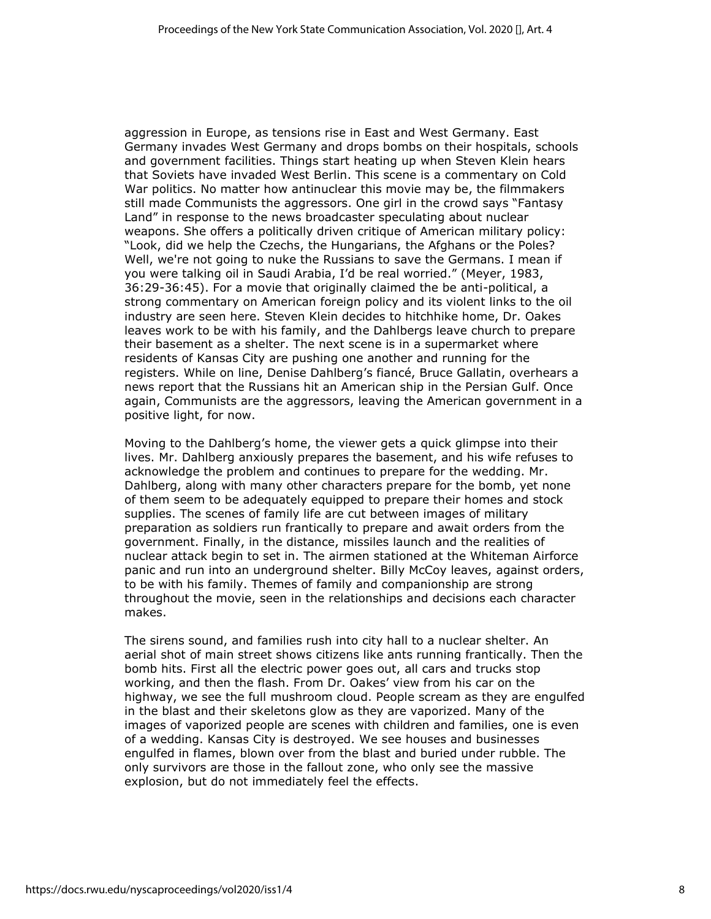aggression in Europe, as tensions rise in East and West Germany. East Germany invades West Germany and drops bombs on their hospitals, schools and government facilities. Things start heating up when Steven Klein hears that Soviets have invaded West Berlin. This scene is a commentary on Cold War politics. No matter how antinuclear this movie may be, the filmmakers still made Communists the aggressors. One girl in the crowd says "Fantasy Land" in response to the news broadcaster speculating about nuclear weapons. She offers a politically driven critique of American military policy: "Look, did we help the Czechs, the Hungarians, the Afghans or the Poles? Well, we're not going to nuke the Russians to save the Germans. I mean if you were talking oil in Saudi Arabia, I'd be real worried." (Meyer, 1983, 36:29-36:45). For a movie that originally claimed the be anti-political, a strong commentary on American foreign policy and its violent links to the oil industry are seen here. Steven Klein decides to hitchhike home, Dr. Oakes leaves work to be with his family, and the Dahlbergs leave church to prepare their basement as a shelter. The next scene is in a supermarket where residents of Kansas City are pushing one another and running for the registers. While on line, Denise Dahlberg's fiancé, Bruce Gallatin, overhears a news report that the Russians hit an American ship in the Persian Gulf. Once again, Communists are the aggressors, leaving the American government in a positive light, for now.

Moving to the Dahlberg's home, the viewer gets a quick glimpse into their lives. Mr. Dahlberg anxiously prepares the basement, and his wife refuses to acknowledge the problem and continues to prepare for the wedding. Mr. Dahlberg, along with many other characters prepare for the bomb, yet none of them seem to be adequately equipped to prepare their homes and stock supplies. The scenes of family life are cut between images of military preparation as soldiers run frantically to prepare and await orders from the government. Finally, in the distance, missiles launch and the realities of nuclear attack begin to set in. The airmen stationed at the Whiteman Airforce panic and run into an underground shelter. Billy McCoy leaves, against orders, to be with his family. Themes of family and companionship are strong throughout the movie, seen in the relationships and decisions each character makes.

The sirens sound, and families rush into city hall to a nuclear shelter. An aerial shot of main street shows citizens like ants running frantically. Then the bomb hits. First all the electric power goes out, all cars and trucks stop working, and then the flash. From Dr. Oakes' view from his car on the highway, we see the full mushroom cloud. People scream as they are engulfed in the blast and their skeletons glow as they are vaporized. Many of the images of vaporized people are scenes with children and families, one is even of a wedding. Kansas City is destroyed. We see houses and businesses engulfed in flames, blown over from the blast and buried under rubble. The only survivors are those in the fallout zone, who only see the massive explosion, but do not immediately feel the effects.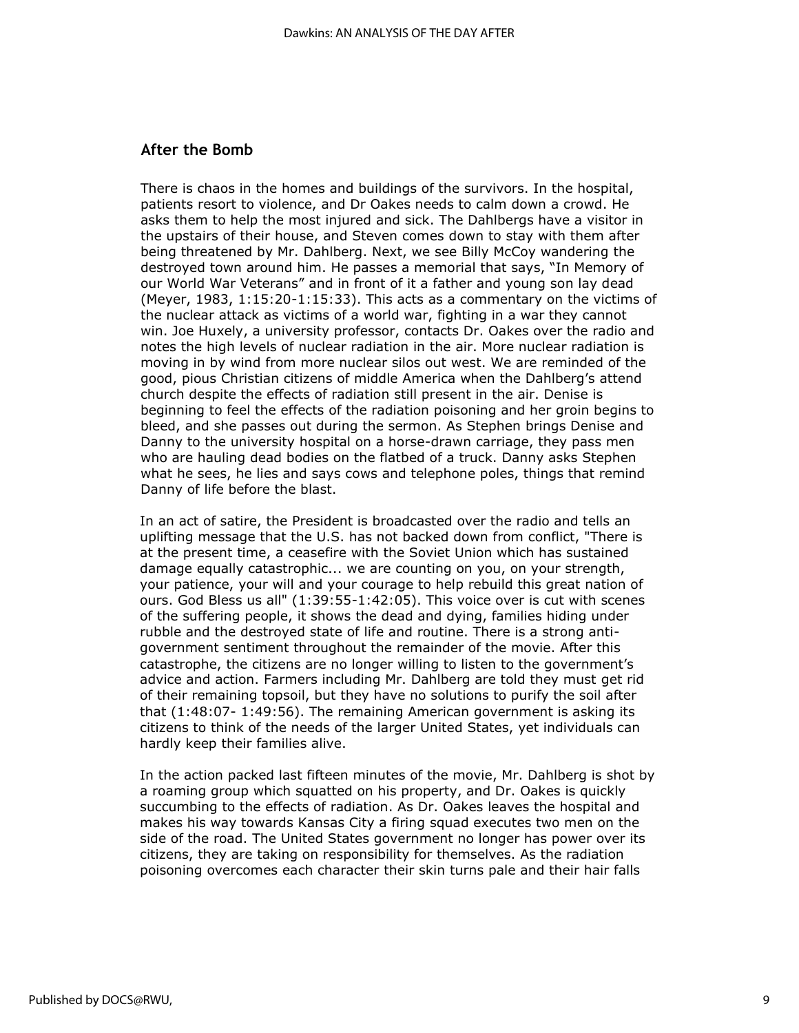## After the Bomb

There is chaos in the homes and buildings of the survivors. In the hospital, patients resort to violence, and Dr Oakes needs to calm down a crowd. He asks them to help the most injured and sick. The Dahlbergs have a visitor in the upstairs of their house, and Steven comes down to stay with them after being threatened by Mr. Dahlberg. Next, we see Billy McCoy wandering the destroyed town around him. He passes a memorial that says, “In Memory of our World War Veterans” and in front of it a father and young son lay dead (Meyer, 1983, 1:15:20-1:15:33). This acts as a commentary on the victims of the nuclear attack as victims of a world war, fighting in a war they cannot win. Joe Huxely, a university professor, contacts Dr. Oakes over the radio and notes the high levels of nuclear radiation in the air. More nuclear radiation is moving in by wind from more nuclear silos out west. We are reminded of the good, pious Christian citizens of middle America when the Dahlberg’s attend church despite the effects of radiation still present in the air. Denise is beginning to feel the effects of the radiation poisoning and her groin begins to bleed, and she passes out during the sermon. As Stephen brings Denise and Danny to the university hospital on a horse-drawn carriage, they pass men who are hauling dead bodies on the flatbed of a truck. Danny asks Stephen what he sees, he lies and says cows and telephone poles, things that remind Danny of life before the blast.

In an act of satire, the President is broadcasted over the radio and tells an uplifting message that the U.S. has not backed down from conflict, "There is at the present time, a ceasefire with the Soviet Union which has sustained damage equally catastrophic... we are counting on you, on your strength, your patience, your will and your courage to help rebuild this great nation of ours. God Bless us all" (1:39:55-1:42:05). This voice over is cut with scenes of the suffering people, it shows the dead and dying, families hiding under rubble and the destroyed state of life and routine. There is a strong anti-government sentiment throughout the remainder of the movie. After this catastrophe, the citizens are no longer willing to listen to the government’s advice and action. Farmers including Mr. Dahlberg are told they must get rid of their remaining topsoil, but they have no solutions to purify the soil after that (1:48:07- 1:49:56). The remaining American government is asking its citizens to think of the needs of the larger United States, yet individuals can hardly keep their families alive.

In the action packed last fifteen minutes of the movie, Mr. Dahlberg is shot by a roaming group which squatted on his property, and Dr. Oakes is quickly succumbing to the effects of radiation. As Dr. Oakes leaves the hospital and makes his way towards Kansas City a firing squad executes two men on the side of the road. The United States government no longer has power over its citizens, they are taking on responsibility for themselves. As the radiation poisoning overcomes each character their skin turns pale and their hair falls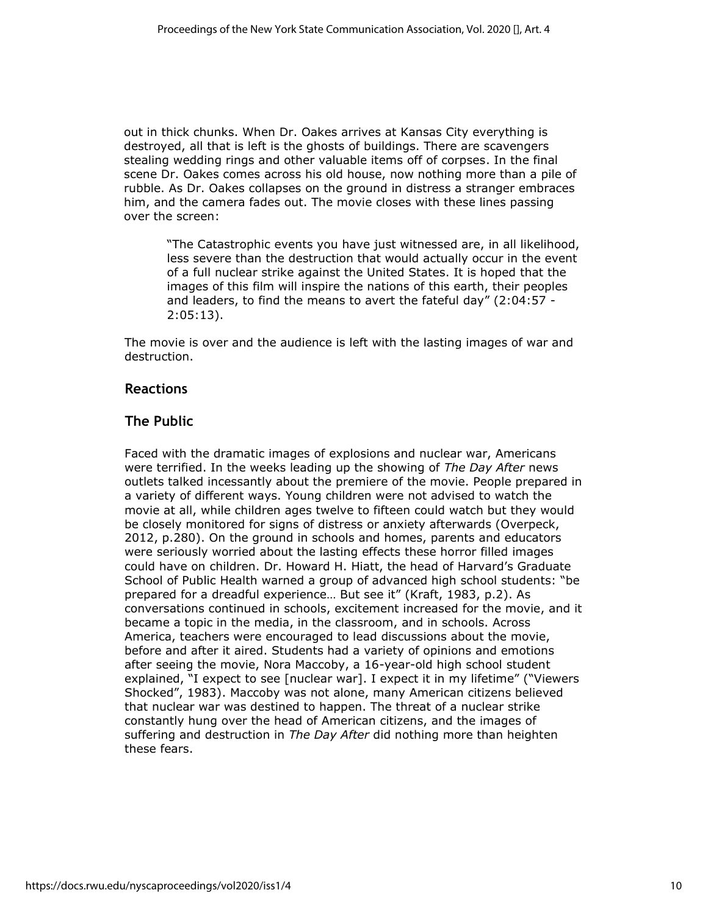out in thick chunks. When Dr. Oakes arrives at Kansas City everything is destroyed, all that is left is the ghosts of buildings. There are scavengers stealing wedding rings and other valuable items off of corpses. In the final scene Dr. Oakes comes across his old house, now nothing more than a pile of rubble. As Dr. Oakes collapses on the ground in distress a stranger embraces him, and the camera fades out. The movie closes with these lines passing over the screen:

> "The Catastrophic events you have just witnessed are, in all likelihood, less severe than the destruction that would actually occur in the event of a full nuclear strike against the United States. It is hoped that the images of this film will inspire the nations of this earth, their peoples and leaders, to find the means to avert the fateful day" (2:04:57 - 2:05:13).

The movie is over and the audience is left with the lasting images of war and destruction.

## Reactions

## The Public

Faced with the dramatic images of explosions and nuclear war, Americans were terrified. In the weeks leading up the showing of *The Day After* news outlets talked incessantly about the premiere of the movie. People prepared in a variety of different ways. Young children were not advised to watch the movie at all, while children ages twelve to fifteen could watch but they would be closely monitored for signs of distress or anxiety afterwards (Overpeck, 2012, p.280). On the ground in schools and homes, parents and educators were seriously worried about the lasting effects these horror filled images could have on children. Dr. Howard H. Hiatt, the head of Harvard's Graduate School of Public Health warned a group of advanced high school students: "be prepared for a dreadful experience… But see it" (Kraft, 1983, p.2). As conversations continued in schools, excitement increased for the movie, and it became a topic in the media, in the classroom, and in schools. Across America, teachers were encouraged to lead discussions about the movie, before and after it aired. Students had a variety of opinions and emotions after seeing the movie, Nora Maccoby, a 16-year-old high school student explained, "I expect to see [nuclear war]. I expect it in my lifetime" ("Viewers Shocked", 1983). Maccoby was not alone, many American citizens believed that nuclear war was destined to happen. The threat of a nuclear strike constantly hung over the head of American citizens, and the images of suffering and destruction in *The Day After* did nothing more than heighten these fears.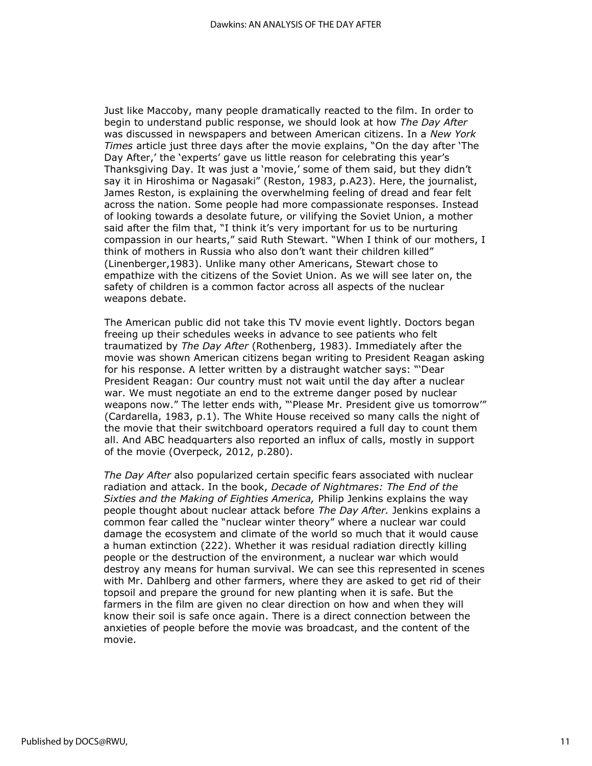Just like Maccoby, many people dramatically reacted to the film. In order to begin to understand public response, we should look at how *The Day After* was discussed in newspapers and between American citizens. In a *New York Times* article just three days after the movie explains, "On the day after 'The Day After,' the 'experts' gave us little reason for celebrating this year's Thanksgiving Day. It was just a 'movie,' some of them said, but they didn't say it in Hiroshima or Nagasaki" (Reston, 1983, p.A23). Here, the journalist, James Reston, is explaining the overwhelming feeling of dread and fear felt across the nation. Some people had more compassionate responses. Instead of looking towards a desolate future, or vilifying the Soviet Union, a mother said after the film that, "I think it's very important for us to be nurturing compassion in our hearts," said Ruth Stewart. "When I think of our mothers, I think of mothers in Russia who also don't want their children killed" (Linenberger,1983). Unlike many other Americans, Stewart chose to empathize with the citizens of the Soviet Union. As we will see later on, the safety of children is a common factor across all aspects of the nuclear weapons debate.

The American public did not take this TV movie event lightly. Doctors began freeing up their schedules weeks in advance to see patients who felt traumatized by *The Day After* (Rothenberg, 1983). Immediately after the movie was shown American citizens began writing to President Reagan asking for his response. A letter written by a distraught watcher says: "'Dear President Reagan: Our country must not wait until the day after a nuclear war. We must negotiate an end to the extreme danger posed by nuclear weapons now." The letter ends with, "'Please Mr. President give us tomorrow'" (Cardarella, 1983, p.1). The White House received so many calls the night of the movie that their switchboard operators required a full day to count them all. And ABC headquarters also reported an influx of calls, mostly in support of the movie (Overpeck, 2012, p.280).

*The Day After* also popularized certain specific fears associated with nuclear radiation and attack. In the book, *Decade of Nightmares: The End of the Sixties and the Making of Eighties America,* Philip Jenkins explains the way people thought about nuclear attack before *The Day After.* Jenkins explains a common fear called the "nuclear winter theory" where a nuclear war could damage the ecosystem and climate of the world so much that it would cause a human extinction (222). Whether it was residual radiation directly killing people or the destruction of the environment, a nuclear war which would destroy any means for human survival. We can see this represented in scenes with Mr. Dahlberg and other farmers, where they are asked to get rid of their topsoil and prepare the ground for new planting when it is safe. But the farmers in the film are given no clear direction on how and when they will know their soil is safe once again. There is a direct connection between the anxieties of people before the movie was broadcast, and the content of the movie.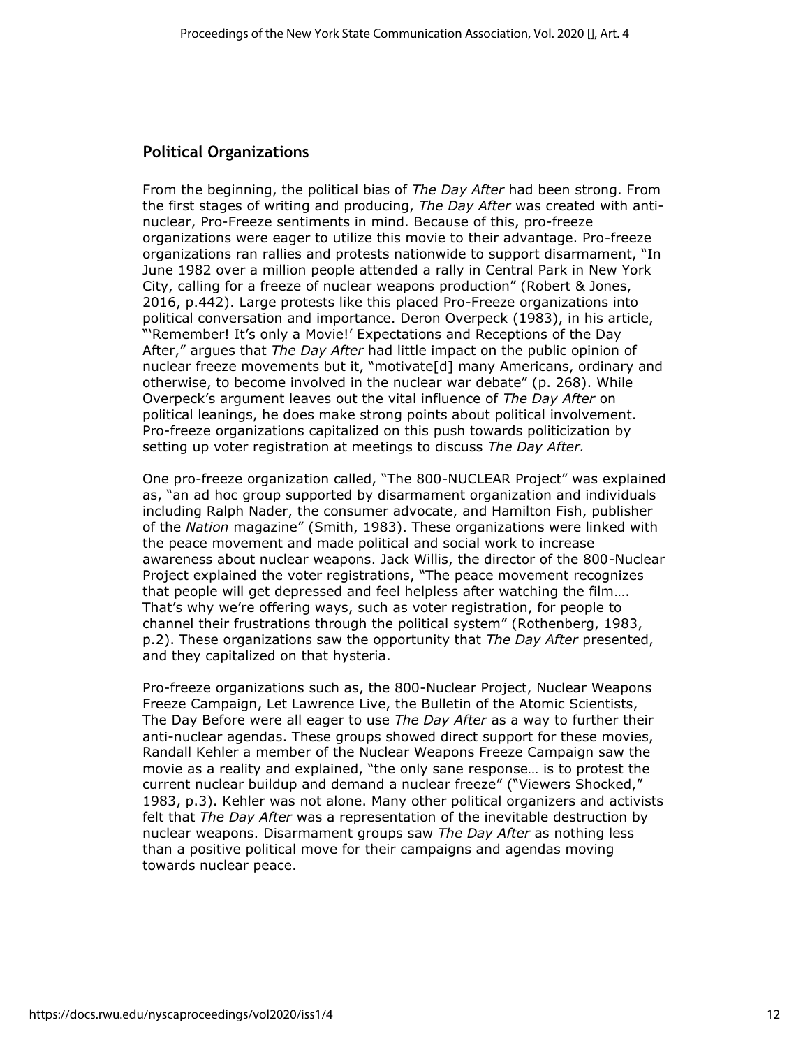## Political Organizations

From the beginning, the political bias of *The Day After* had been strong. From the first stages of writing and producing, *The Day After* was created with anti-nuclear, Pro-Freeze sentiments in mind. Because of this, pro-freeze organizations were eager to utilize this movie to their advantage. Pro-freeze organizations ran rallies and protests nationwide to support disarmament, "In June 1982 over a million people attended a rally in Central Park in New York City, calling for a freeze of nuclear weapons production" (Robert & Jones, 2016, p.442). Large protests like this placed Pro-Freeze organizations into political conversation and importance. Deron Overpeck (1983), in his article, "'Remember! It's only a Movie!' Expectations and Receptions of the Day After," argues that *The Day After* had little impact on the public opinion of nuclear freeze movements but it, "motivate[d] many Americans, ordinary and otherwise, to become involved in the nuclear war debate" (p. 268). While Overpeck's argument leaves out the vital influence of *The Day After* on political leanings, he does make strong points about political involvement. Pro-freeze organizations capitalized on this push towards politicization by setting up voter registration at meetings to discuss *The Day After.*

One pro-freeze organization called, "The 800-NUCLEAR Project" was explained as, "an ad hoc group supported by disarmament organization and individuals including Ralph Nader, the consumer advocate, and Hamilton Fish, publisher of the *Nation* magazine" (Smith, 1983). These organizations were linked with the peace movement and made political and social work to increase awareness about nuclear weapons. Jack Willis, the director of the 800-Nuclear Project explained the voter registrations, "The peace movement recognizes that people will get depressed and feel helpless after watching the film…. That's why we're offering ways, such as voter registration, for people to channel their frustrations through the political system" (Rothenberg, 1983, p.2). These organizations saw the opportunity that *The Day After* presented, and they capitalized on that hysteria.

Pro-freeze organizations such as, the 800-Nuclear Project, Nuclear Weapons Freeze Campaign, Let Lawrence Live, the Bulletin of the Atomic Scientists, The Day Before were all eager to use *The Day After* as a way to further their anti-nuclear agendas. These groups showed direct support for these movies, Randall Kehler a member of the Nuclear Weapons Freeze Campaign saw the movie as a reality and explained, "the only sane response… is to protest the current nuclear buildup and demand a nuclear freeze" ("Viewers Shocked," 1983, p.3). Kehler was not alone. Many other political organizers and activists felt that *The Day After* was a representation of the inevitable destruction by nuclear weapons. Disarmament groups saw *The Day After* as nothing less than a positive political move for their campaigns and agendas moving towards nuclear peace.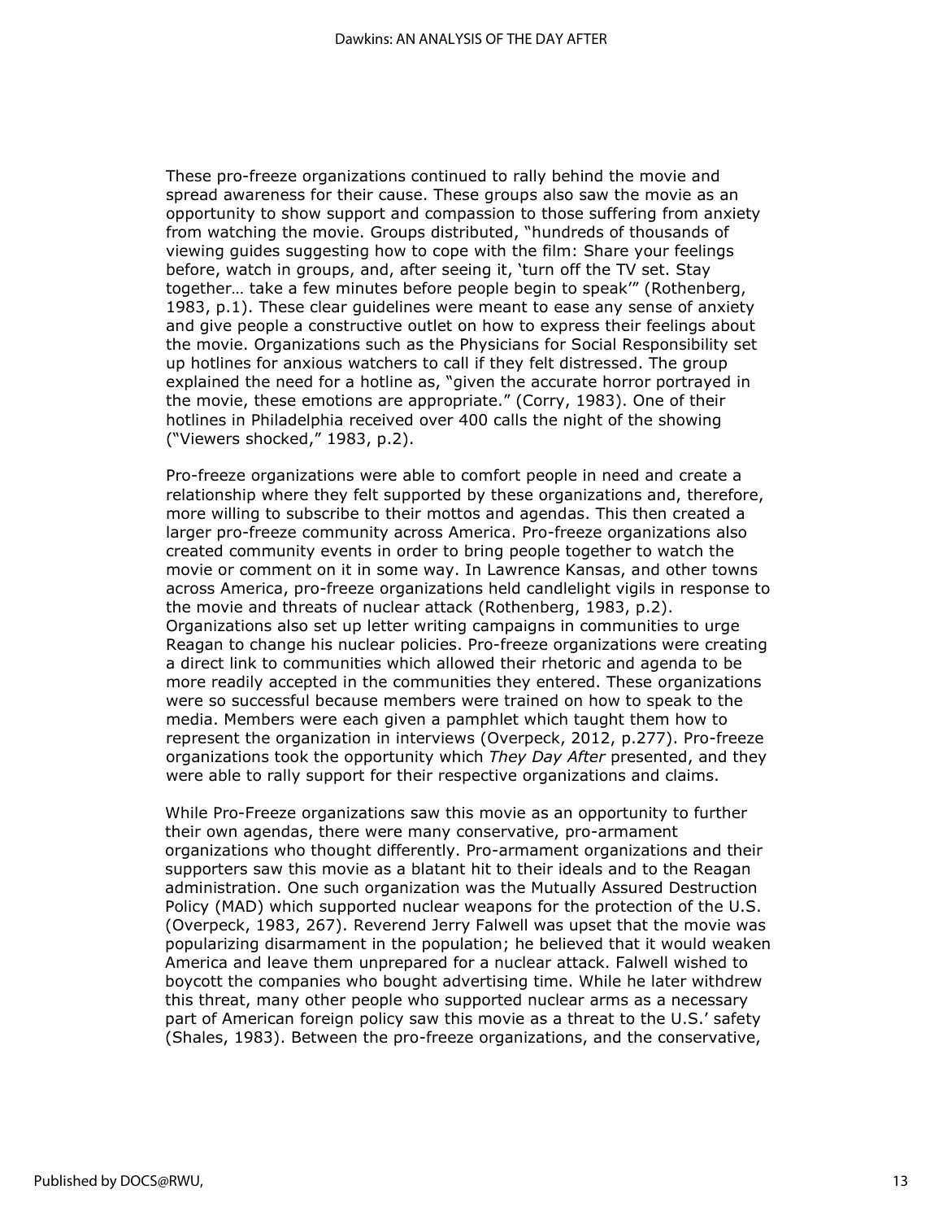These pro-freeze organizations continued to rally behind the movie and spread awareness for their cause. These groups also saw the movie as an opportunity to show support and compassion to those suffering from anxiety from watching the movie. Groups distributed, "hundreds of thousands of viewing guides suggesting how to cope with the film: Share your feelings before, watch in groups, and, after seeing it, 'turn off the TV set. Stay together… take a few minutes before people begin to speak'" (Rothenberg, 1983, p.1). These clear guidelines were meant to ease any sense of anxiety and give people a constructive outlet on how to express their feelings about the movie. Organizations such as the Physicians for Social Responsibility set up hotlines for anxious watchers to call if they felt distressed. The group explained the need for a hotline as, "given the accurate horror portrayed in the movie, these emotions are appropriate." (Corry, 1983). One of their hotlines in Philadelphia received over 400 calls the night of the showing ("Viewers shocked," 1983, p.2).

Pro-freeze organizations were able to comfort people in need and create a relationship where they felt supported by these organizations and, therefore, more willing to subscribe to their mottos and agendas. This then created a larger pro-freeze community across America. Pro-freeze organizations also created community events in order to bring people together to watch the movie or comment on it in some way. In Lawrence Kansas, and other towns across America, pro-freeze organizations held candlelight vigils in response to the movie and threats of nuclear attack (Rothenberg, 1983, p.2). Organizations also set up letter writing campaigns in communities to urge Reagan to change his nuclear policies. Pro-freeze organizations were creating a direct link to communities which allowed their rhetoric and agenda to be more readily accepted in the communities they entered. These organizations were so successful because members were trained on how to speak to the media. Members were each given a pamphlet which taught them how to represent the organization in interviews (Overpeck, 2012, p.277). Pro-freeze organizations took the opportunity which *They Day After* presented, and they were able to rally support for their respective organizations and claims.

While Pro-Freeze organizations saw this movie as an opportunity to further their own agendas, there were many conservative, pro-armament organizations who thought differently. Pro-armament organizations and their supporters saw this movie as a blatant hit to their ideals and to the Reagan administration. One such organization was the Mutually Assured Destruction Policy (MAD) which supported nuclear weapons for the protection of the U.S. (Overpeck, 1983, 267). Reverend Jerry Falwell was upset that the movie was popularizing disarmament in the population; he believed that it would weaken America and leave them unprepared for a nuclear attack. Falwell wished to boycott the companies who bought advertising time. While he later withdrew this threat, many other people who supported nuclear arms as a necessary part of American foreign policy saw this movie as a threat to the U.S.' safety (Shales, 1983). Between the pro-freeze organizations, and the conservative,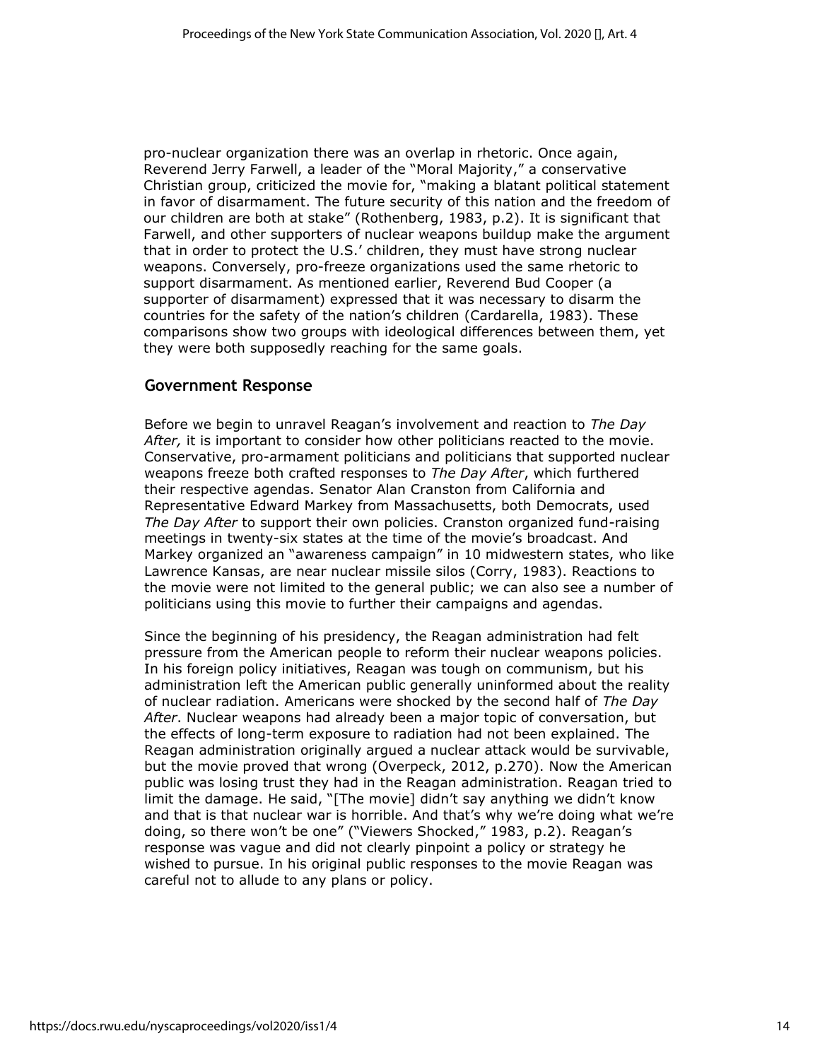pro-nuclear organization there was an overlap in rhetoric. Once again, Reverend Jerry Farwell, a leader of the "Moral Majority," a conservative Christian group, criticized the movie for, "making a blatant political statement in favor of disarmament. The future security of this nation and the freedom of our children are both at stake" (Rothenberg, 1983, p.2). It is significant that Farwell, and other supporters of nuclear weapons buildup make the argument that in order to protect the U.S.' children, they must have strong nuclear weapons. Conversely, pro-freeze organizations used the same rhetoric to support disarmament. As mentioned earlier, Reverend Bud Cooper (a supporter of disarmament) expressed that it was necessary to disarm the countries for the safety of the nation's children (Cardarella, 1983). These comparisons show two groups with ideological differences between them, yet they were both supposedly reaching for the same goals.

## Government Response

Before we begin to unravel Reagan's involvement and reaction to *The Day After,* it is important to consider how other politicians reacted to the movie. Conservative, pro-armament politicians and politicians that supported nuclear weapons freeze both crafted responses to *The Day After*, which furthered their respective agendas. Senator Alan Cranston from California and Representative Edward Markey from Massachusetts, both Democrats, used *The Day After* to support their own policies. Cranston organized fund-raising meetings in twenty-six states at the time of the movie's broadcast. And Markey organized an "awareness campaign" in 10 midwestern states, who like Lawrence Kansas, are near nuclear missile silos (Corry, 1983). Reactions to the movie were not limited to the general public; we can also see a number of politicians using this movie to further their campaigns and agendas.

Since the beginning of his presidency, the Reagan administration had felt pressure from the American people to reform their nuclear weapons policies. In his foreign policy initiatives, Reagan was tough on communism, but his administration left the American public generally uninformed about the reality of nuclear radiation. Americans were shocked by the second half of *The Day After*. Nuclear weapons had already been a major topic of conversation, but the effects of long-term exposure to radiation had not been explained. The Reagan administration originally argued a nuclear attack would be survivable, but the movie proved that wrong (Overpeck, 2012, p.270). Now the American public was losing trust they had in the Reagan administration. Reagan tried to limit the damage. He said, "[The movie] didn't say anything we didn't know and that is that nuclear war is horrible. And that's why we're doing what we're doing, so there won't be one" ("Viewers Shocked," 1983, p.2). Reagan's response was vague and did not clearly pinpoint a policy or strategy he wished to pursue. In his original public responses to the movie Reagan was careful not to allude to any plans or policy.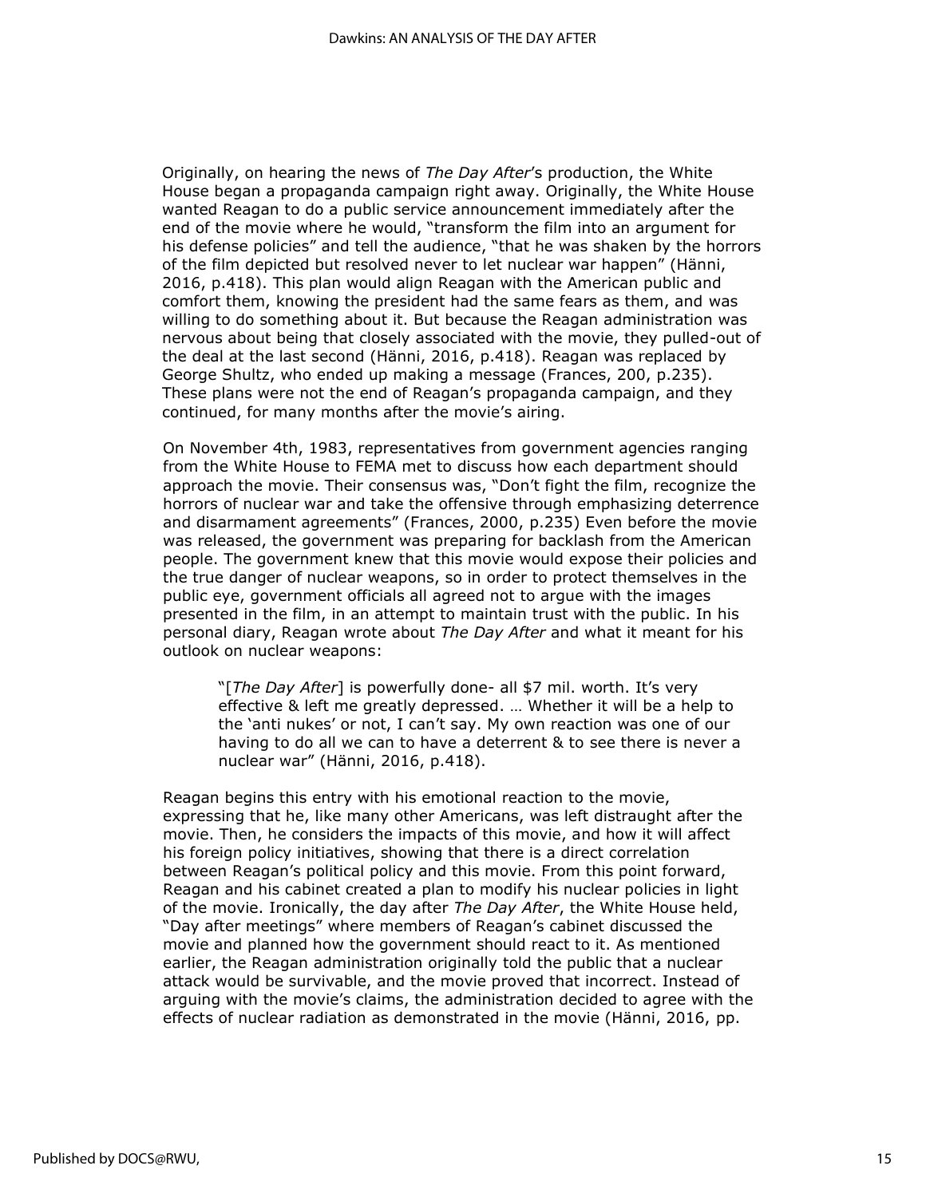Originally, on hearing the news of *The Day After*'s production, the White House began a propaganda campaign right away. Originally, the White House wanted Reagan to do a public service announcement immediately after the end of the movie where he would, "transform the film into an argument for his defense policies" and tell the audience, "that he was shaken by the horrors of the film depicted but resolved never to let nuclear war happen" (Hänni, 2016, p.418). This plan would align Reagan with the American public and comfort them, knowing the president had the same fears as them, and was willing to do something about it. But because the Reagan administration was nervous about being that closely associated with the movie, they pulled-out of the deal at the last second (Hänni, 2016, p.418). Reagan was replaced by George Shultz, who ended up making a message (Frances, 200, p.235). These plans were not the end of Reagan's propaganda campaign, and they continued, for many months after the movie's airing.

On November 4th, 1983, representatives from government agencies ranging from the White House to FEMA met to discuss how each department should approach the movie. Their consensus was, "Don't fight the film, recognize the horrors of nuclear war and take the offensive through emphasizing deterrence and disarmament agreements" (Frances, 2000, p.235) Even before the movie was released, the government was preparing for backlash from the American people. The government knew that this movie would expose their policies and the true danger of nuclear weapons, so in order to protect themselves in the public eye, government officials all agreed not to argue with the images presented in the film, in an attempt to maintain trust with the public. In his personal diary, Reagan wrote about *The Day After* and what it meant for his outlook on nuclear weapons:

> "[*The Day After*] is powerfully done- all $7 mil. worth. It's very effective & left me greatly depressed. … Whether it will be a help to the 'anti nukes' or not, I can't say. My own reaction was one of our having to do all we can to have a deterrent & to see there is never a nuclear war" (Hänni, 2016, p.418).

Reagan begins this entry with his emotional reaction to the movie, expressing that he, like many other Americans, was left distraught after the movie. Then, he considers the impacts of this movie, and how it will affect his foreign policy initiatives, showing that there is a direct correlation between Reagan's political policy and this movie. From this point forward, Reagan and his cabinet created a plan to modify his nuclear policies in light of the movie. Ironically, the day after *The Day After*, the White House held, "Day after meetings" where members of Reagan's cabinet discussed the movie and planned how the government should react to it. As mentioned earlier, the Reagan administration originally told the public that a nuclear attack would be survivable, and the movie proved that incorrect. Instead of arguing with the movie's claims, the administration decided to agree with the effects of nuclear radiation as demonstrated in the movie (Hänni, 2016, pp.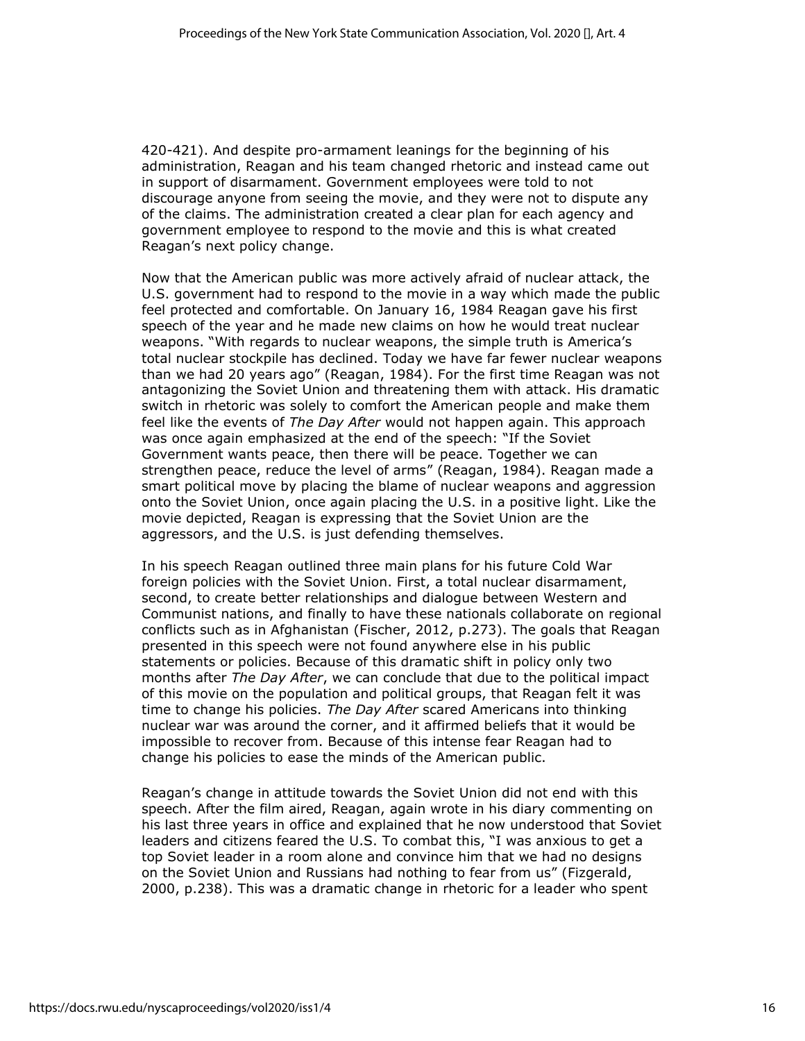420-421). And despite pro-armament leanings for the beginning of his administration, Reagan and his team changed rhetoric and instead came out in support of disarmament. Government employees were told to not discourage anyone from seeing the movie, and they were not to dispute any of the claims. The administration created a clear plan for each agency and government employee to respond to the movie and this is what created Reagan's next policy change.

Now that the American public was more actively afraid of nuclear attack, the U.S. government had to respond to the movie in a way which made the public feel protected and comfortable. On January 16, 1984 Reagan gave his first speech of the year and he made new claims on how he would treat nuclear weapons. "With regards to nuclear weapons, the simple truth is America's total nuclear stockpile has declined. Today we have far fewer nuclear weapons than we had 20 years ago" (Reagan, 1984). For the first time Reagan was not antagonizing the Soviet Union and threatening them with attack. His dramatic switch in rhetoric was solely to comfort the American people and make them feel like the events of *The Day After* would not happen again. This approach was once again emphasized at the end of the speech: "If the Soviet Government wants peace, then there will be peace. Together we can strengthen peace, reduce the level of arms" (Reagan, 1984). Reagan made a smart political move by placing the blame of nuclear weapons and aggression onto the Soviet Union, once again placing the U.S. in a positive light. Like the movie depicted, Reagan is expressing that the Soviet Union are the aggressors, and the U.S. is just defending themselves.

In his speech Reagan outlined three main plans for his future Cold War foreign policies with the Soviet Union. First, a total nuclear disarmament, second, to create better relationships and dialogue between Western and Communist nations, and finally to have these nationals collaborate on regional conflicts such as in Afghanistan (Fischer, 2012, p.273). The goals that Reagan presented in this speech were not found anywhere else in his public statements or policies. Because of this dramatic shift in policy only two months after *The Day After*, we can conclude that due to the political impact of this movie on the population and political groups, that Reagan felt it was time to change his policies. *The Day After* scared Americans into thinking nuclear war was around the corner, and it affirmed beliefs that it would be impossible to recover from. Because of this intense fear Reagan had to change his policies to ease the minds of the American public.

Reagan's change in attitude towards the Soviet Union did not end with this speech. After the film aired, Reagan, again wrote in his diary commenting on his last three years in office and explained that he now understood that Soviet leaders and citizens feared the U.S. To combat this, "I was anxious to get a top Soviet leader in a room alone and convince him that we had no designs on the Soviet Union and Russians had nothing to fear from us" (Fizgerald, 2000, p.238). This was a dramatic change in rhetoric for a leader who spent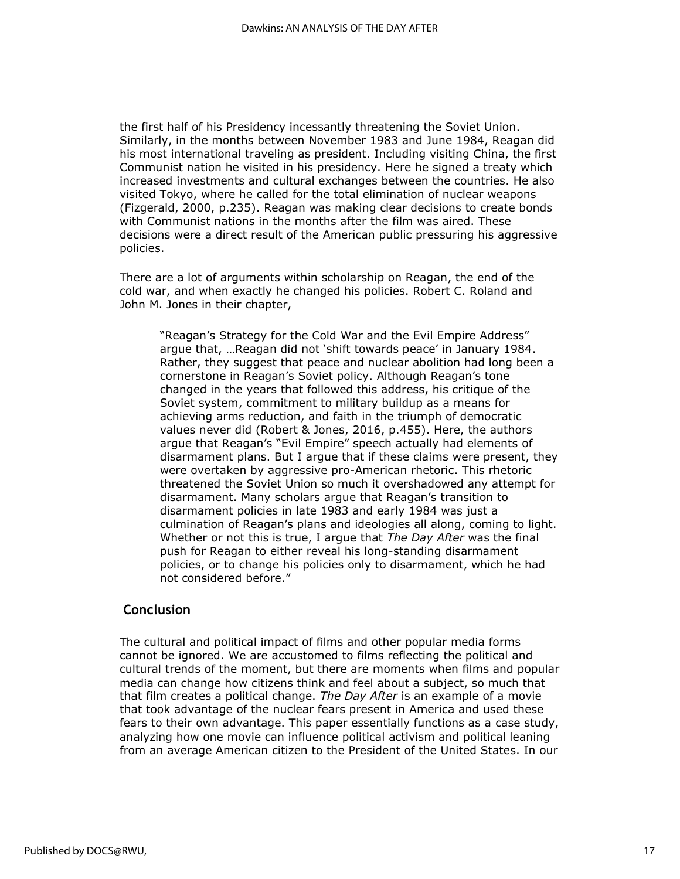the first half of his Presidency incessantly threatening the Soviet Union. Similarly, in the months between November 1983 and June 1984, Reagan did his most international traveling as president. Including visiting China, the first Communist nation he visited in his presidency. Here he signed a treaty which increased investments and cultural exchanges between the countries. He also visited Tokyo, where he called for the total elimination of nuclear weapons (Fizgerald, 2000, p.235). Reagan was making clear decisions to create bonds with Communist nations in the months after the film was aired. These decisions were a direct result of the American public pressuring his aggressive policies.

There are a lot of arguments within scholarship on Reagan, the end of the cold war, and when exactly he changed his policies. Robert C. Roland and John M. Jones in their chapter,

> "Reagan's Strategy for the Cold War and the Evil Empire Address" argue that, …Reagan did not 'shift towards peace' in January 1984. Rather, they suggest that peace and nuclear abolition had long been a cornerstone in Reagan's Soviet policy. Although Reagan's tone changed in the years that followed this address, his critique of the Soviet system, commitment to military buildup as a means for achieving arms reduction, and faith in the triumph of democratic values never did (Robert & Jones, 2016, p.455). Here, the authors argue that Reagan's "Evil Empire" speech actually had elements of disarmament plans. But I argue that if these claims were present, they were overtaken by aggressive pro-American rhetoric. This rhetoric threatened the Soviet Union so much it overshadowed any attempt for disarmament. Many scholars argue that Reagan's transition to disarmament policies in late 1983 and early 1984 was just a culmination of Reagan's plans and ideologies all along, coming to light. Whether or not this is true, I argue that *The Day After* was the final push for Reagan to either reveal his long-standing disarmament policies, or to change his policies only to disarmament, which he had not considered before."

## Conclusion

The cultural and political impact of films and other popular media forms cannot be ignored. We are accustomed to films reflecting the political and cultural trends of the moment, but there are moments when films and popular media can change how citizens think and feel about a subject, so much that that film creates a political change. *The Day After* is an example of a movie that took advantage of the nuclear fears present in America and used these fears to their own advantage. This paper essentially functions as a case study, analyzing how one movie can influence political activism and political leaning from an average American citizen to the President of the United States. In our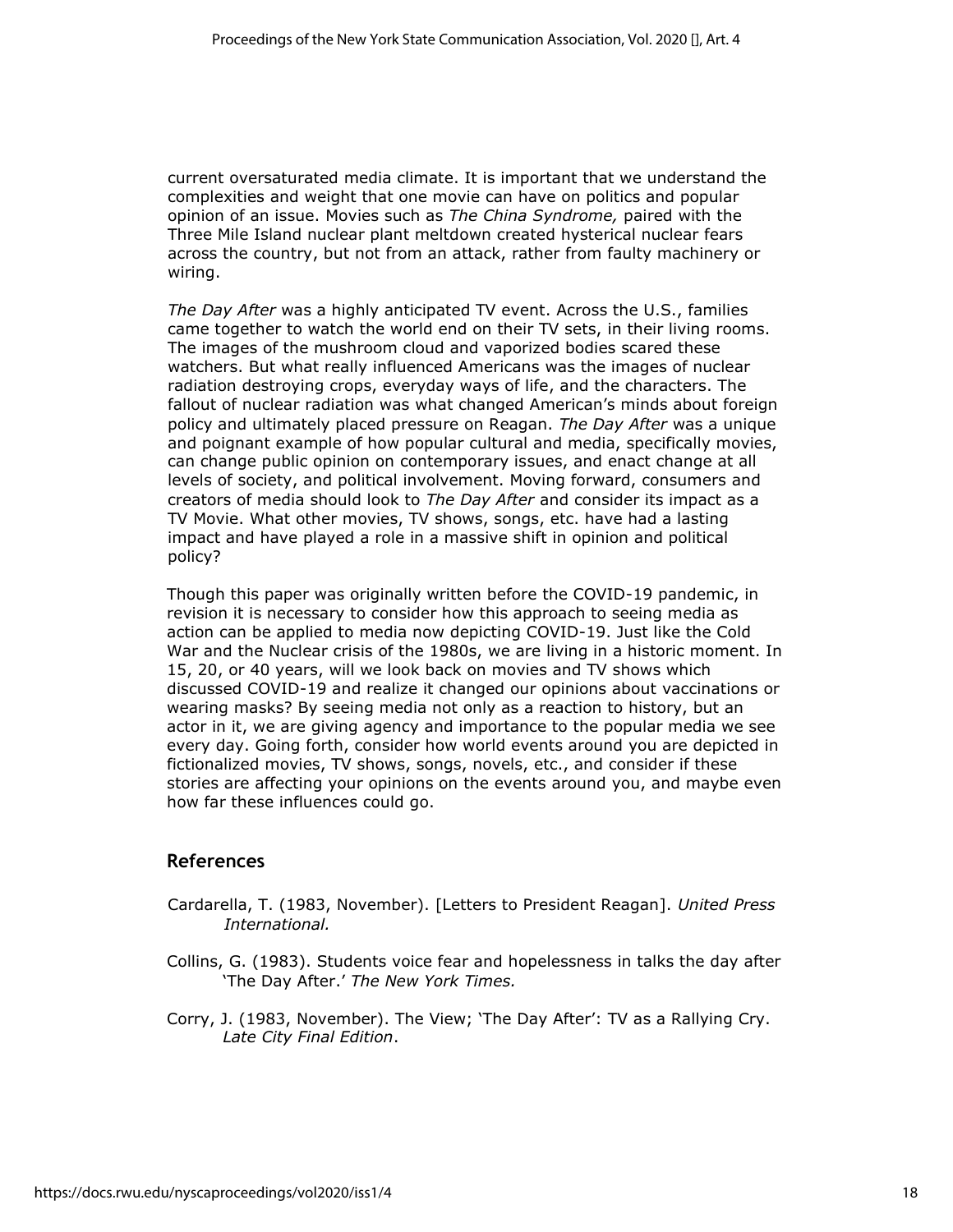current oversaturated media climate. It is important that we understand the complexities and weight that one movie can have on politics and popular opinion of an issue. Movies such as *The China Syndrome,* paired with the Three Mile Island nuclear plant meltdown created hysterical nuclear fears across the country, but not from an attack, rather from faulty machinery or wiring.

*The Day After* was a highly anticipated TV event. Across the U.S., families came together to watch the world end on their TV sets, in their living rooms. The images of the mushroom cloud and vaporized bodies scared these watchers. But what really influenced Americans was the images of nuclear radiation destroying crops, everyday ways of life, and the characters. The fallout of nuclear radiation was what changed American's minds about foreign policy and ultimately placed pressure on Reagan. *The Day After* was a unique and poignant example of how popular cultural and media, specifically movies, can change public opinion on contemporary issues, and enact change at all levels of society, and political involvement. Moving forward, consumers and creators of media should look to *The Day After* and consider its impact as a TV Movie. What other movies, TV shows, songs, etc. have had a lasting impact and have played a role in a massive shift in opinion and political policy?

Though this paper was originally written before the COVID-19 pandemic, in revision it is necessary to consider how this approach to seeing media as action can be applied to media now depicting COVID-19. Just like the Cold War and the Nuclear crisis of the 1980s, we are living in a historic moment. In 15, 20, or 40 years, will we look back on movies and TV shows which discussed COVID-19 and realize it changed our opinions about vaccinations or wearing masks? By seeing media not only as a reaction to history, but an actor in it, we are giving agency and importance to the popular media we see every day. Going forth, consider how world events around you are depicted in fictionalized movies, TV shows, songs, novels, etc., and consider if these stories are affecting your opinions on the events around you, and maybe even how far these influences could go.

## References

Cardarella, T. (1983, November). [Letters to President Reagan]. *United Press International.*

Collins, G. (1983). Students voice fear and hopelessness in talks the day after 'The Day After.' *The New York Times.*

Corry, J. (1983, November). The View; 'The Day After': TV as a Rallying Cry. *Late City Final Edition*.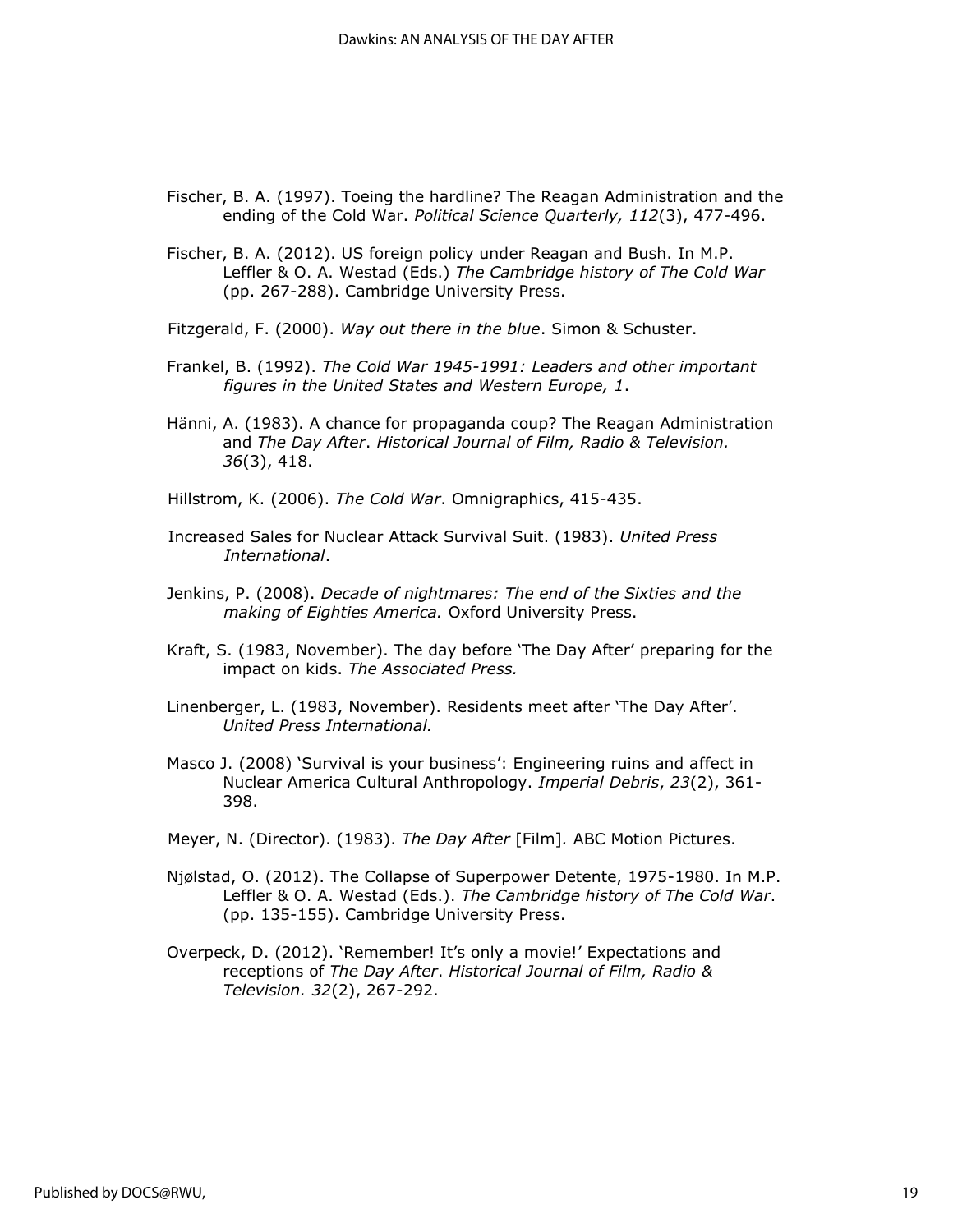Fischer, B. A. (1997). Toeing the hardline? The Reagan Administration and the ending of the Cold War. *Political Science Quarterly, 112*(3), 477-496.

Fischer, B. A. (2012). US foreign policy under Reagan and Bush. In M.P. Leffler & O. A. Westad (Eds.) *The Cambridge history of The Cold War* (pp. 267-288). Cambridge University Press.

Fitzgerald, F. (2000). *Way out there in the blue*. Simon & Schuster.

Frankel, B. (1992). *The Cold War 1945-1991: Leaders and other important figures in the United States and Western Europe, 1*.

Hänni, A. (1983). A chance for propaganda coup? The Reagan Administration and *The Day After*. *Historical Journal of Film, Radio & Television. 36*(3), 418.

Hillstrom, K. (2006). *The Cold War*. Omnigraphics, 415-435.

Increased Sales for Nuclear Attack Survival Suit. (1983). *United Press International*.

Jenkins, P. (2008). *Decade of nightmares: The end of the Sixties and the making of Eighties America.* Oxford University Press.

Kraft, S. (1983, November). The day before 'The Day After' preparing for the impact on kids. *The Associated Press.*

Linenberger, L. (1983, November). Residents meet after 'The Day After'. *United Press International.*

Masco J. (2008) 'Survival is your business': Engineering ruins and affect in Nuclear America Cultural Anthropology. *Imperial Debris*, *23*(2), 361-398.

Meyer, N. (Director). (1983). *The Day After* [Film]*.* ABC Motion Pictures.

Njølstad, O. (2012). The Collapse of Superpower Detente, 1975-1980. In M.P. Leffler & O. A. Westad (Eds.). *The Cambridge history of The Cold War*. (pp. 135-155). Cambridge University Press.

Overpeck, D. (2012). 'Remember! It's only a movie!' Expectations and receptions of *The Day After*. *Historical Journal of Film, Radio & Television. 32*(2), 267-292.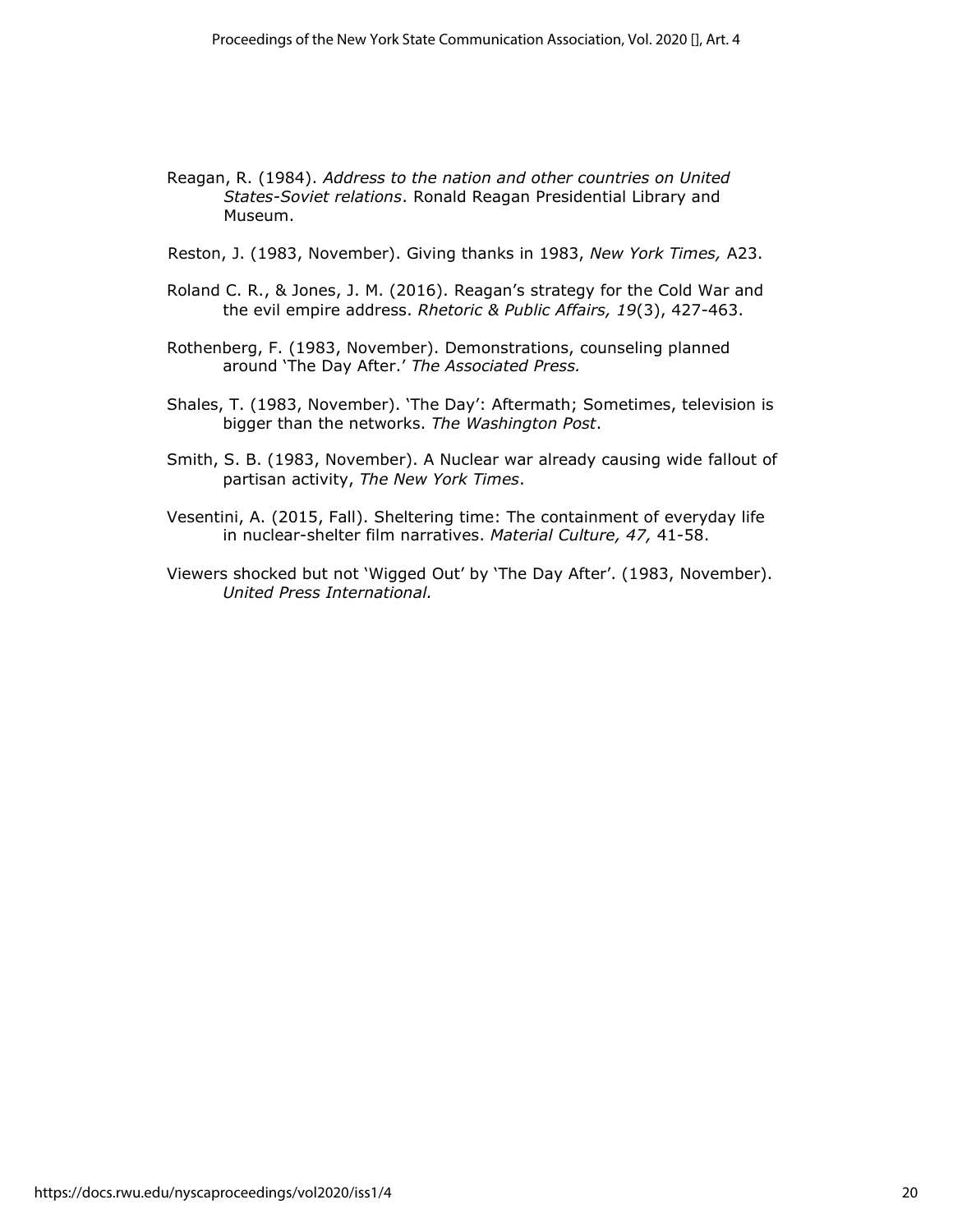Reagan, R. (1984). *Address to the nation and other countries on United States-Soviet relations*. Ronald Reagan Presidential Library and Museum.

Reston, J. (1983, November). Giving thanks in 1983, *New York Times,* A23.

Roland C. R., & Jones, J. M. (2016). Reagan's strategy for the Cold War and the evil empire address. *Rhetoric & Public Affairs, 19*(3), 427-463.

Rothenberg, F. (1983, November). Demonstrations, counseling planned around 'The Day After.' *The Associated Press.*

Shales, T. (1983, November). 'The Day': Aftermath; Sometimes, television is bigger than the networks. *The Washington Post*.

Smith, S. B. (1983, November). A Nuclear war already causing wide fallout of partisan activity, *The New York Times*.

Vesentini, A. (2015, Fall). Sheltering time: The containment of everyday life in nuclear-shelter film narratives. *Material Culture, 47,* 41-58.

Viewers shocked but not 'Wigged Out' by 'The Day After'. (1983, November). *United Press International.*